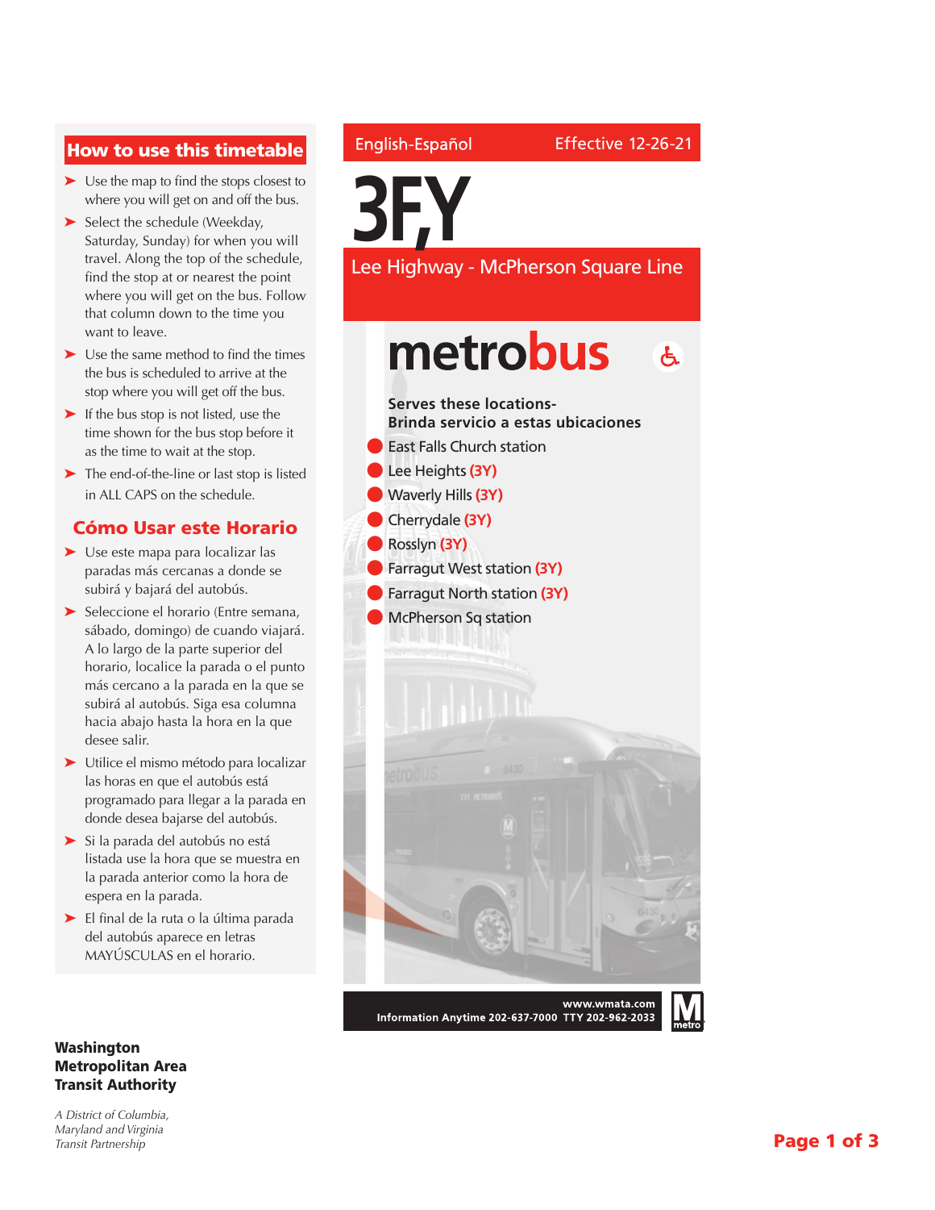English-Español Effective 12-26-21

# 3F,Y

## Lee Highway - McPherson Square Line

**metrobus**

**Serves these locations-**
**Brinda servicio a estas ubicaciones**

- East Falls Church station
- Lee Heights (3Y)
- Waverly Hills (3Y)
- Cherrydale (3Y)
- Rosslyn (3Y)
- Farragut West station (3Y)
- Farragut North station (3Y)
- McPherson Sq station

www.wmata.com
Information Anytime 202-637-7000 TTY 202-962-2033

## How to use this timetable

- Use the map to find the stops closest to where you will get on and off the bus.
- Select the schedule (Weekday, Saturday, Sunday) for when you will travel. Along the top of the schedule, find the stop at or nearest the point where you will get on the bus. Follow that column down to the time you want to leave.
- Use the same method to find the times the bus is scheduled to arrive at the stop where you will get off the bus.
- If the bus stop is not listed, use the time shown for the bus stop before it as the time to wait at the stop.
- The end-of-the-line or last stop is listed in ALL CAPS on the schedule.

## Cómo Usar este Horario

- Use este mapa para localizar las paradas más cercanas a donde se subirá y bajará del autobús.
- Seleccione el horario (Entre semana, sábado, domingo) de cuando viajará. A lo largo de la parte superior del horario, localice la parada o el punto más cercano a la parada en la que se subirá al autobús. Siga esa columna hacia abajo hasta la hora en la que desee salir.
- Utilice el mismo método para localizar las horas en que el autobús está programado para llegar a la parada en donde desea bajarse del autobús.
- Si la parada del autobús no está listada use la hora que se muestra en la parada anterior como la hora de espera en la parada.
- El final de la ruta o la última parada del autobús aparece en letras MAYÚSCULAS en el horario.

**Washington Metropolitan Area Transit Authority**

*A District of Columbia, Maryland and Virginia Transit Partnership*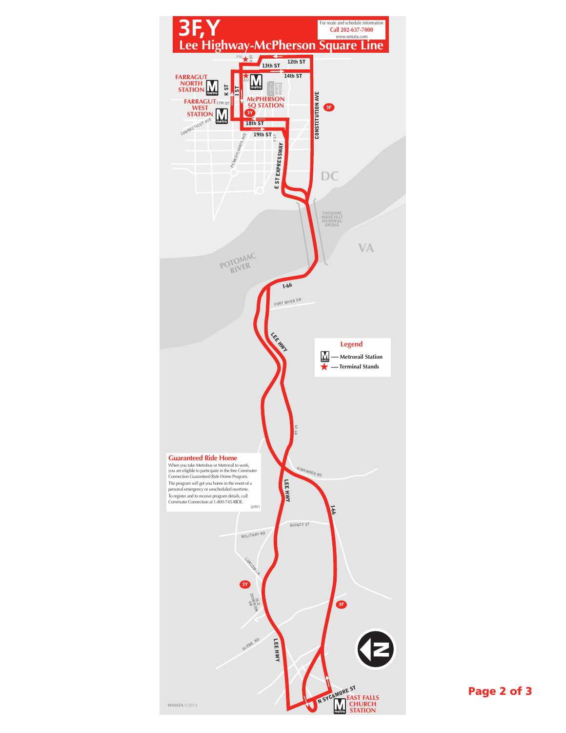# 3F,Y

## Lee Highway-McPherson Square Line

For route and schedule information
Call 202-637-7000
www.wmata.com

FARRAGUT NORTH STATION

FARRAGUT WEST STATION

McPHERSON SQ STATION

EAST FALLS CHURCH STATION

DC

VA

POTOMAC RIVER

THEODORE ROOSEVELT MEMORIAL BRIDGE

K ST
I ST
G ST
12th ST
13th ST
14th ST
17th ST
18th ST
19th ST
F ST
CONNECTICUT AVE
PENNSYLVANIA AVE
E ST EXPRESSWAY
CONSTITUTION AVE
WHITE HOUSE
I-66
FORT MYER DR
LEE HWY
RT 29
KIRKWOOD RD
QUINCY ST
MILITARY RD
LORCOM LA
OLD DOMINION DR
GLEBE RD
N SYCAMORE ST

PM
AM

3F
3Y

### Legend

- Metrorail Station
- Terminal Stands

### Guaranteed Ride Home

When you take Metrobus or Metrorail to work, you are eligible to participate in the free Commuter Connection Guaranteed Ride Home Program. The program will get you home in the event of a personal emergency or unscheduled overtime. To register and to receive program details, call Commuter Connection at 1-800-745-RIDE.

(2/97)

WMATA ©2013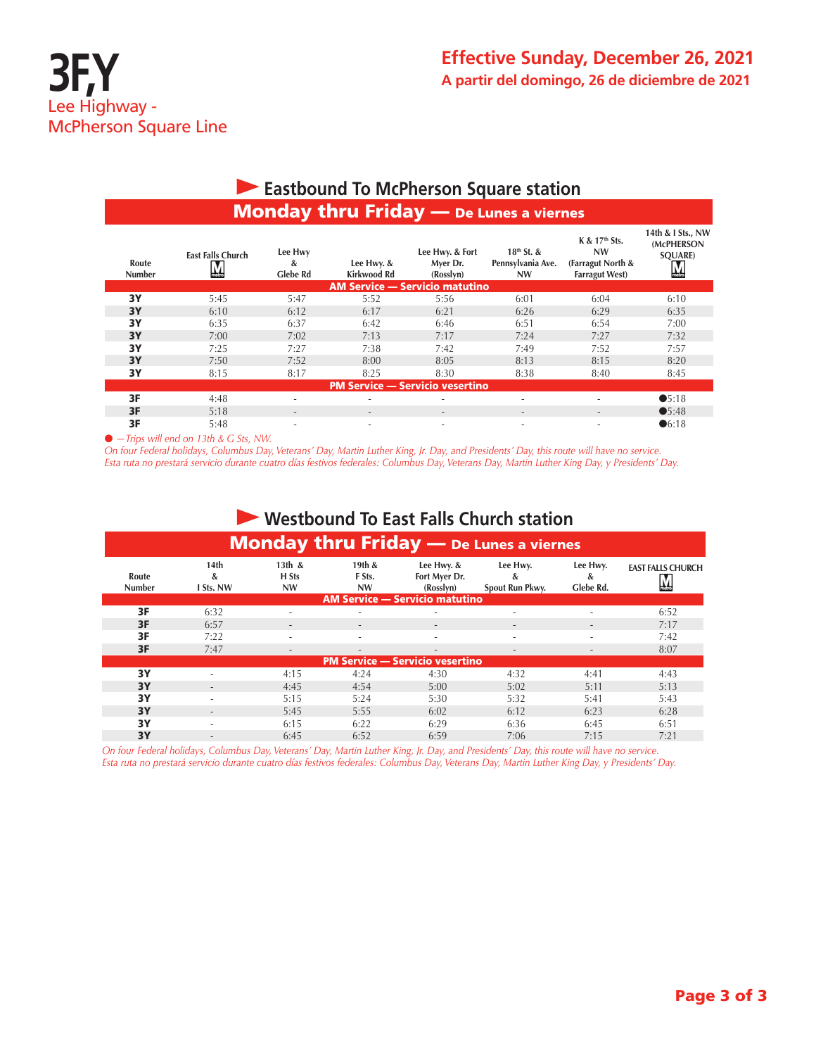# 3F,Y
Lee Highway - McPherson Square Line

**Effective Sunday, December 26, 2021**
**A partir del domingo, 26 de diciembre de 2021**

## Eastbound To McPherson Square station

### Monday thru Friday — De Lunes a viernes

| Route Number | East Falls Church | Lee Hwy & Glebe Rd | Lee Hwy. & Kirkwood Rd | Lee Hwy. & Fort Myer Dr. (Rosslyn) | 18th St. & Pennsylvania Ave. NW | K & 17th Sts. NW (Farragut North & Farragut West) | 14th & I Sts., NW (McPHERSON SQUARE) |
|---|---|---|---|---|---|---|---|
| **AM Service — Servicio matutino** | | | | | | | |
| 3Y | 5:45 | 5:47 | 5:52 | 5:56 | 6:01 | 6:04 | 6:10 |
| 3Y | 6:10 | 6:12 | 6:17 | 6:21 | 6:26 | 6:29 | 6:35 |
| 3Y | 6:35 | 6:37 | 6:42 | 6:46 | 6:51 | 6:54 | 7:00 |
| 3Y | 7:00 | 7:02 | 7:13 | 7:17 | 7:24 | 7:27 | 7:32 |
| 3Y | 7:25 | 7:27 | 7:38 | 7:42 | 7:49 | 7:52 | 7:57 |
| 3Y | 7:50 | 7:52 | 8:00 | 8:05 | 8:13 | 8:15 | 8:20 |
| 3Y | 8:15 | 8:17 | 8:25 | 8:30 | 8:38 | 8:40 | 8:45 |
| **PM Service — Servicio vesertino** | | | | | | | |
| 3F | 4:48 | - | - | - | - | - | ●5:18 |
| 3F | 5:18 | - | - | - | - | - | ●5:48 |
| 3F | 5:48 | - | - | - | - | - | ●6:18 |

● —*Trips will end on 13th & G Sts, NW.*

*On four Federal holidays, Columbus Day, Veterans' Day, Martin Luther King, Jr. Day, and Presidents' Day, this route will have no service.*
*Esta ruta no prestará servicio durante cuatro días festivos federales: Columbus Day, Veterans Day, Martin Luther King Day, y Presidents' Day.*

## Westbound To East Falls Church station

### Monday thru Friday — De Lunes a viernes

| Route Number | 14th & I Sts. NW | 13th & H Sts NW | 19th & F Sts. NW | Lee Hwy. & Fort Myer Dr. (Rosslyn) | Lee Hwy. & Spout Run Pkwy. | Lee Hwy. & Glebe Rd. | EAST FALLS CHURCH |
|---|---|---|---|---|---|---|---|
| **AM Service — Servicio matutino** | | | | | | | |
| 3F | 6:32 | - | - | - | - | - | 6:52 |
| 3F | 6:57 | - | - | - | - | - | 7:17 |
| 3F | 7:22 | - | - | - | - | - | 7:42 |
| 3F | 7:47 | - | - | - | - | - | 8:07 |
| **PM Service — Servicio vesertino** | | | | | | | |
| 3Y | - | 4:15 | 4:24 | 4:30 | 4:32 | 4:41 | 4:43 |
| 3Y | - | 4:45 | 4:54 | 5:00 | 5:02 | 5:11 | 5:13 |
| 3Y | - | 5:15 | 5:24 | 5:30 | 5:32 | 5:41 | 5:43 |
| 3Y | - | 5:45 | 5:55 | 6:02 | 6:12 | 6:23 | 6:28 |
| 3Y | - | 6:15 | 6:22 | 6:29 | 6:36 | 6:45 | 6:51 |
| 3Y | - | 6:45 | 6:52 | 6:59 | 7:06 | 7:15 | 7:21 |

*On four Federal holidays, Columbus Day, Veterans' Day, Martin Luther King, Jr. Day, and Presidents' Day, this route will have no service.*
*Esta ruta no prestará servicio durante cuatro días festivos federales: Columbus Day, Veterans Day, Martin Luther King Day, y Presidents' Day.*